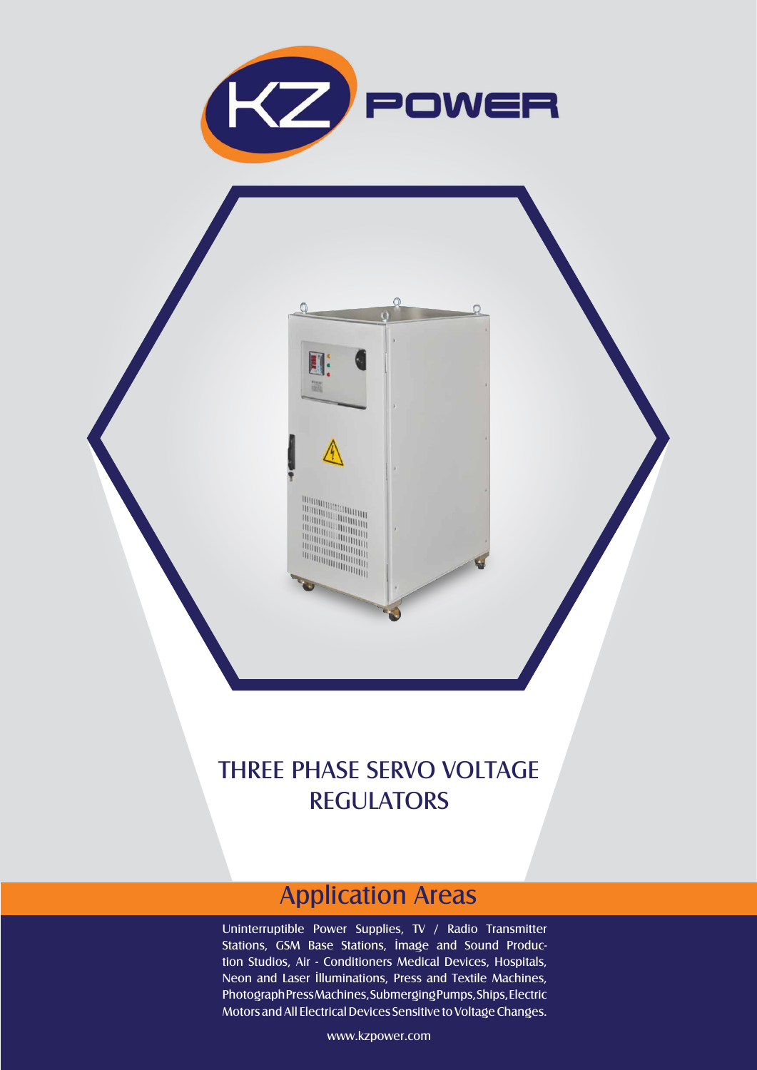KZ POWER

# THREE PHASE SERVO VOLTAGE REGULATORS

## Application Areas

Uninterruptible Power Supplies, TV / Radio Transmitter Stations, GSM Base Stations, İmage and Sound Production Studios, Air - Conditioners Medical Devices, Hospitals, Neon and Laser İlluminations, Press and Textile Machines, Photograph Press Machines, Submerging Pumps, Ships, Electric Motors and All Electrical Devices Sensitive to Voltage Changes.

www.kzpower.com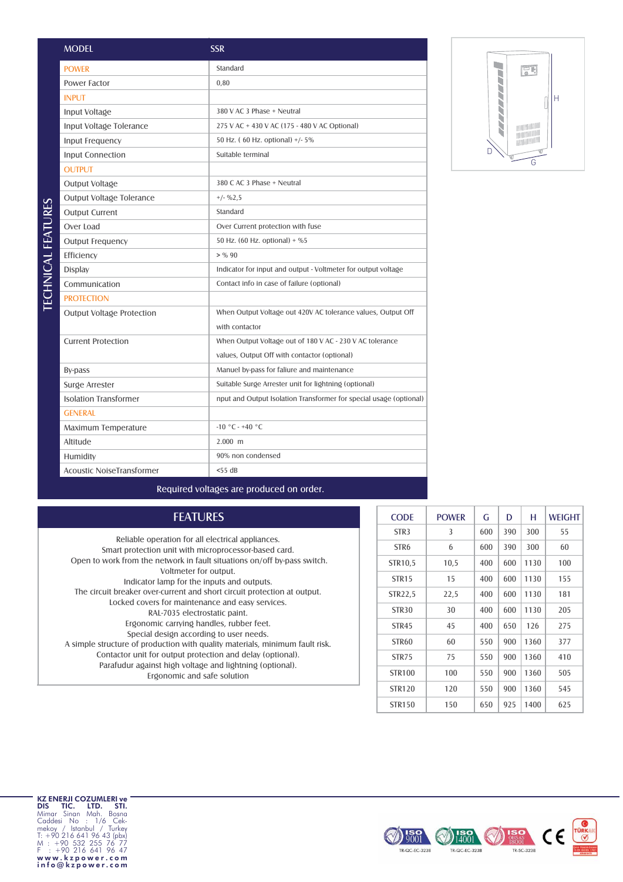## TECHNICAL FEATURES

| MODEL | SSR |
|---|---|
| POWER | Standard |
| Power Factor | 0,80 |
| INPUT | |
| Input Voltage | 380 V AC 3 Phase + Neutral |
| Input Voltage Tolerance | 275 V AC + 430 V AC (175 - 480 V AC Optional) |
| Input Frequency | 50 Hz. ( 60 Hz. optional) +/- 5% |
| Input Connection | Suitable terminal |
| OUTPUT | |
| Output Voltage | 380 C AC 3 Phase + Neutral |
| Output Voltage Tolerance | +/- %2,5 |
| Output Current | Standard |
| Over Load | Over Current protection with fuse |
| Output Frequency | 50 Hz. (60 Hz. optional) + %5 |
| Efficiency | > % 90 |
| Display | Indicator for input and output - Voltmeter for output voltage |
| Communication | Contact info in case of failure (optional) |
| PROTECTION | |
| Output Voltage Protection | When Output Voltage out 420V AC tolerance values, Output Off with contactor |
| Current Protection | When Output Voltage out of 180 V AC - 230 V AC tolerance values, Output Off with contactor (optional) |
| By-pass | Manuel by-pass for failure and maintenance |
| Surge Arrester | Suitable Surge Arrester unit for lightning (optional) |
| Isolation Transformer | nput and Output Isolation Transformer for special usage (optional) |
| GENERAL | |
| Maximum Temperature | -10 °C - +40 °C |
| Altitude | 2.000 m |
| Humidity | 90% non condensed |
| Acoustic NoiseTransformer | <55 dB |

Required voltages are produced on order.

H

D

G

## FEATURES

Reliable operation for all electrical appliances.
Smart protection unit with microprocessor-based card.
Open to work from the network in fault situations on/off by-pass switch.
Voltmeter for output.
Indicator lamp for the inputs and outputs.
The circuit breaker over-current and short circuit protection at output.
Locked covers for maintenance and easy services.
RAL-7035 electrostatic paint.
Ergonomic carrying handles, rubber feet.
Special design according to user needs.
A simple structure of production with quality materials, minimum fault risk.
Contactor unit for output protection and delay (optional).
Parafudur against high voltage and lightning (optional).
Ergonomic and safe solution

| CODE | POWER | G | D | H | WEIGHT |
|---|---|---|---|---|---|
| STR3 | 3 | 600 | 390 | 300 | 55 |
| STR6 | 6 | 600 | 390 | 300 | 60 |
| STR10,5 | 10,5 | 400 | 600 | 1130 | 100 |
| STR15 | 15 | 400 | 600 | 1130 | 155 |
| STR22,5 | 22,5 | 400 | 600 | 1130 | 181 |
| STR30 | 30 | 400 | 600 | 1130 | 205 |
| STR45 | 45 | 400 | 650 | 126 | 275 |
| STR60 | 60 | 550 | 900 | 1360 | 377 |
| STR75 | 75 | 550 | 900 | 1360 | 410 |
| STR100 | 100 | 550 | 900 | 1360 | 505 |
| STR120 | 120 | 550 | 900 | 1360 | 545 |
| STR150 | 150 | 650 | 925 | 1400 | 625 |

**KZ ENERJI COZUMLERI ve DIS TIC. LTD. STI.**
Mimar Sinan Mah. Bosna Caddesi No : 1/6 Cekmekoy / Istanbul / Turkey
T: +90 216 641 96 43 (pbx)
M : +90 532 255 76 77
F : +90 216 641 96 47
**www.kzpower.com**
**info@kzpower.com**

ISO 9001 TR-QC-EC-3238 — ISO 14001 TR-QC-EC-3238 — ISO OHSAS 18001 TR-SC-3238 — CE — TÜRKAK